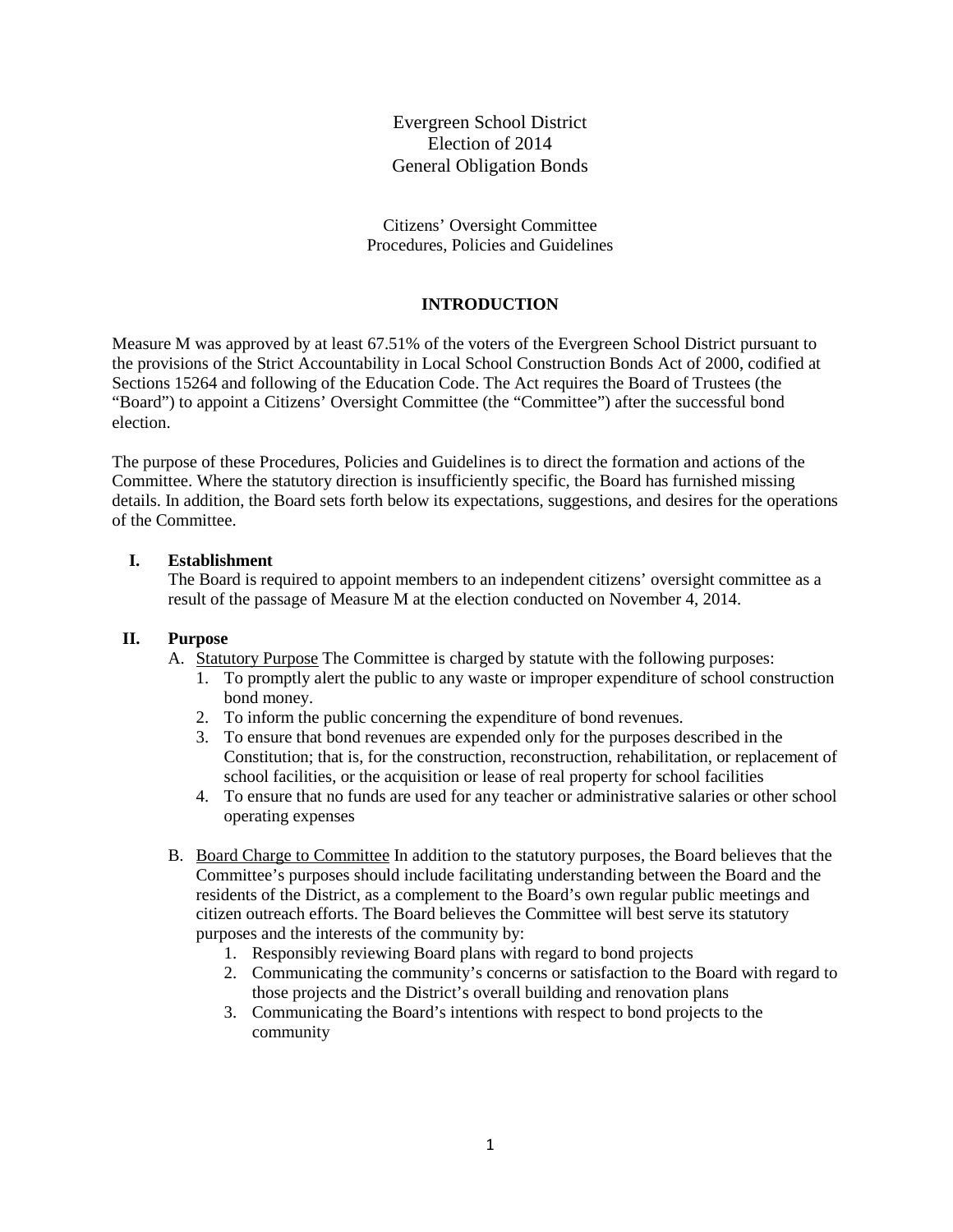# Evergreen School District
# Election of 2014
# General Obligation Bonds

## Citizens' Oversight Committee
## Procedures, Policies and Guidelines

## INTRODUCTION

Measure M was approved by at least 67.51% of the voters of the Evergreen School District pursuant to the provisions of the Strict Accountability in Local School Construction Bonds Act of 2000, codified at Sections 15264 and following of the Education Code. The Act requires the Board of Trustees (the "Board") to appoint a Citizens' Oversight Committee (the "Committee") after the successful bond election.

The purpose of these Procedures, Policies and Guidelines is to direct the formation and actions of the Committee. Where the statutory direction is insufficiently specific, the Board has furnished missing details. In addition, the Board sets forth below its expectations, suggestions, and desires for the operations of the Committee.

### I. Establishment

The Board is required to appoint members to an independent citizens' oversight committee as a result of the passage of Measure M at the election conducted on November 4, 2014.

### II. Purpose

A. <u>Statutory Purpose</u> The Committee is charged by statute with the following purposes:

1. To promptly alert the public to any waste or improper expenditure of school construction bond money.
2. To inform the public concerning the expenditure of bond revenues.
3. To ensure that bond revenues are expended only for the purposes described in the Constitution; that is, for the construction, reconstruction, rehabilitation, or replacement of school facilities, or the acquisition or lease of real property for school facilities
4. To ensure that no funds are used for any teacher or administrative salaries or other school operating expenses

B. <u>Board Charge to Committee</u> In addition to the statutory purposes, the Board believes that the Committee's purposes should include facilitating understanding between the Board and the residents of the District, as a complement to the Board's own regular public meetings and citizen outreach efforts. The Board believes the Committee will best serve its statutory purposes and the interests of the community by:

1. Responsibly reviewing Board plans with regard to bond projects
2. Communicating the community's concerns or satisfaction to the Board with regard to those projects and the District's overall building and renovation plans
3. Communicating the Board's intentions with respect to bond projects to the community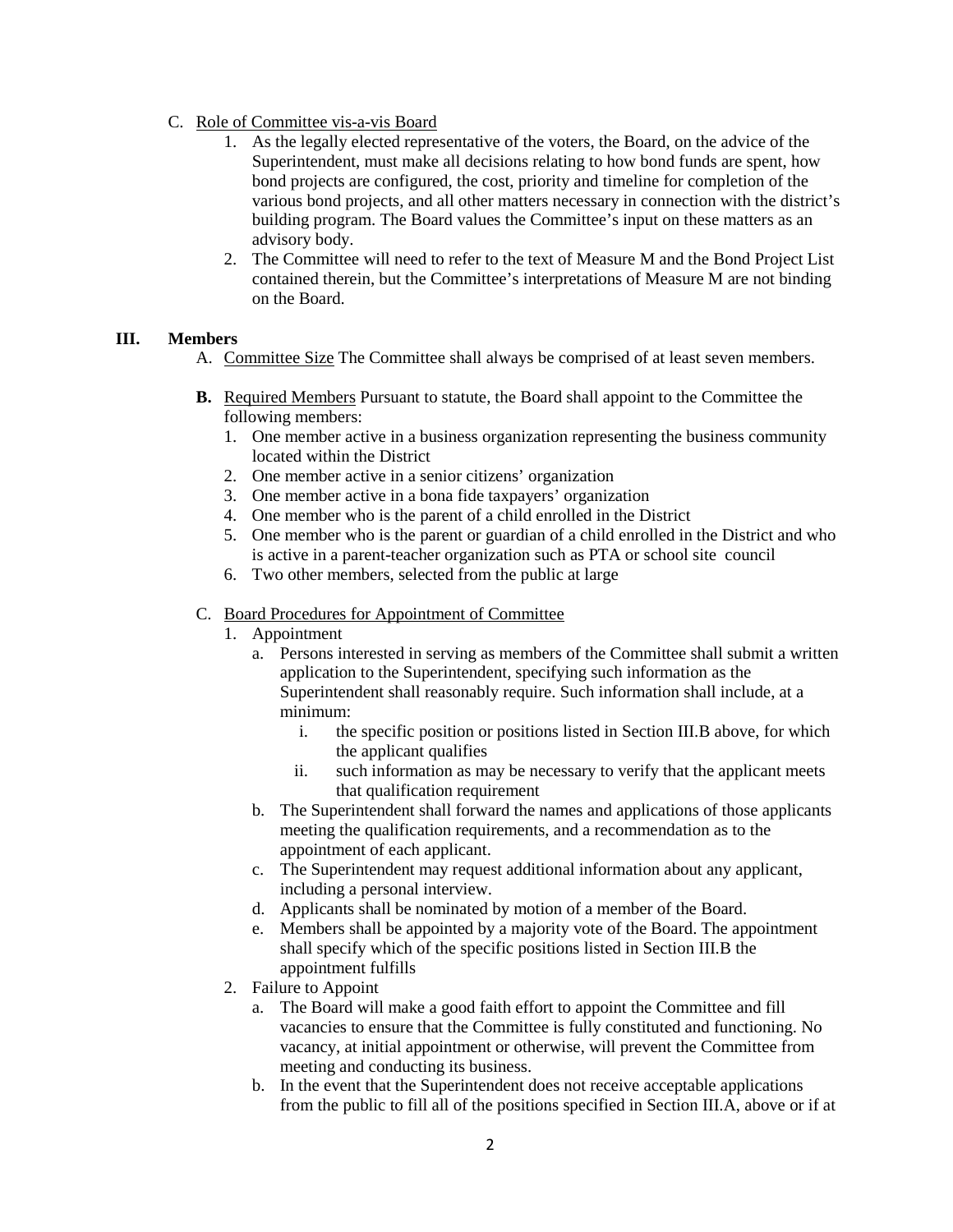C. Role of Committee vis-a-vis Board

1. As the legally elected representative of the voters, the Board, on the advice of the Superintendent, must make all decisions relating to how bond funds are spent, how bond projects are configured, the cost, priority and timeline for completion of the various bond projects, and all other matters necessary in connection with the district's building program. The Board values the Committee's input on these matters as an advisory body.
2. The Committee will need to refer to the text of Measure M and the Bond Project List contained therein, but the Committee's interpretations of Measure M are not binding on the Board.

## III. Members

A. Committee Size The Committee shall always be comprised of at least seven members.

**B.** Required Members Pursuant to statute, the Board shall appoint to the Committee the following members:

1. One member active in a business organization representing the business community located within the District
2. One member active in a senior citizens' organization
3. One member active in a bona fide taxpayers' organization
4. One member who is the parent of a child enrolled in the District
5. One member who is the parent or guardian of a child enrolled in the District and who is active in a parent-teacher organization such as PTA or school site council
6. Two other members, selected from the public at large

C. Board Procedures for Appointment of Committee

1. Appointment
   a. Persons interested in serving as members of the Committee shall submit a written application to the Superintendent, specifying such information as the Superintendent shall reasonably require. Such information shall include, at a minimum:
      i. the specific position or positions listed in Section III.B above, for which the applicant qualifies
      ii. such information as may be necessary to verify that the applicant meets that qualification requirement
   b. The Superintendent shall forward the names and applications of those applicants meeting the qualification requirements, and a recommendation as to the appointment of each applicant.
   c. The Superintendent may request additional information about any applicant, including a personal interview.
   d. Applicants shall be nominated by motion of a member of the Board.
   e. Members shall be appointed by a majority vote of the Board. The appointment shall specify which of the specific positions listed in Section III.B the appointment fulfills
2. Failure to Appoint
   a. The Board will make a good faith effort to appoint the Committee and fill vacancies to ensure that the Committee is fully constituted and functioning. No vacancy, at initial appointment or otherwise, will prevent the Committee from meeting and conducting its business.
   b. In the event that the Superintendent does not receive acceptable applications from the public to fill all of the positions specified in Section III.A, above or if at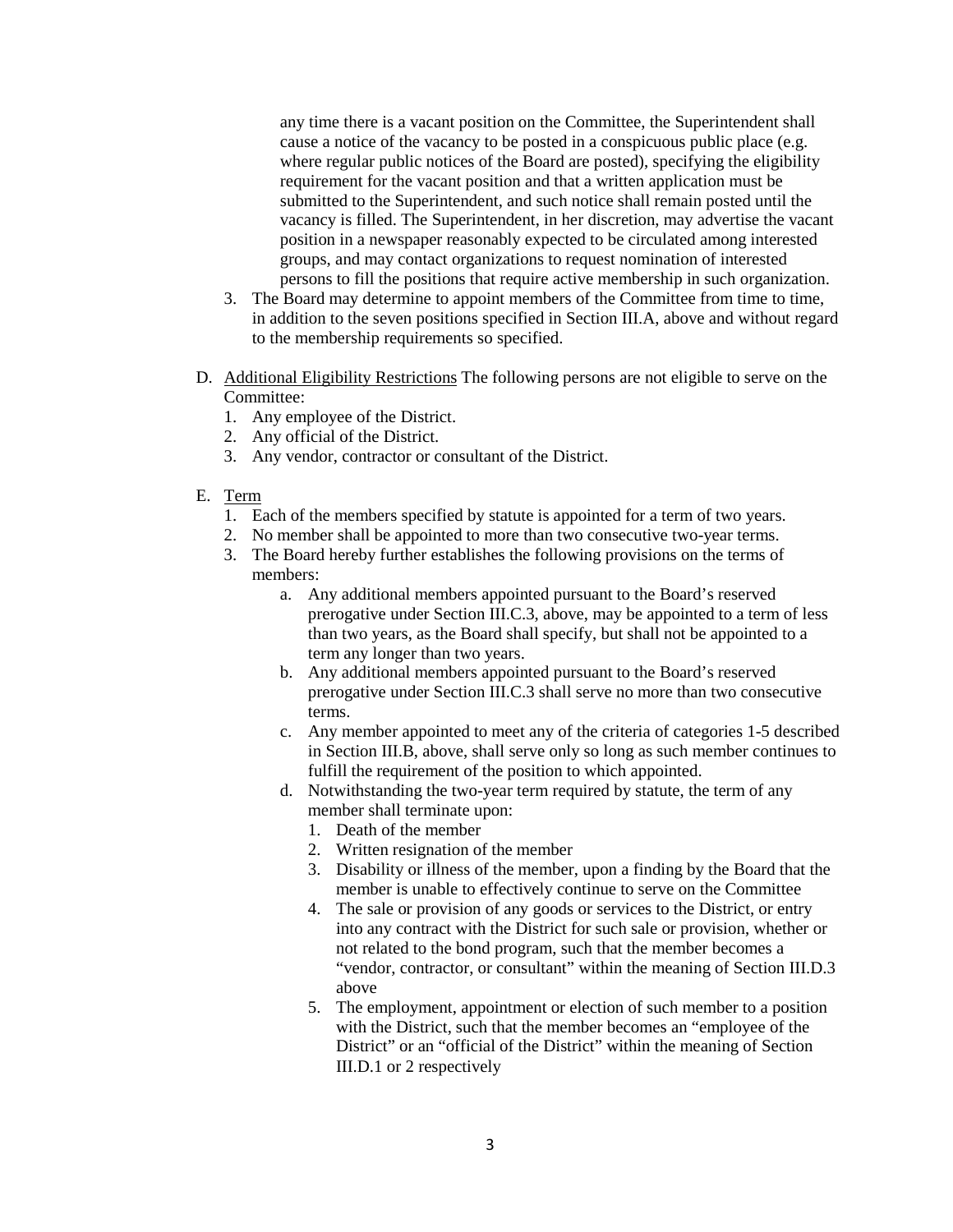any time there is a vacant position on the Committee, the Superintendent shall cause a notice of the vacancy to be posted in a conspicuous public place (e.g. where regular public notices of the Board are posted), specifying the eligibility requirement for the vacant position and that a written application must be submitted to the Superintendent, and such notice shall remain posted until the vacancy is filled. The Superintendent, in her discretion, may advertise the vacant position in a newspaper reasonably expected to be circulated among interested groups, and may contact organizations to request nomination of interested persons to fill the positions that require active membership in such organization.

3. The Board may determine to appoint members of the Committee from time to time, in addition to the seven positions specified in Section III.A, above and without regard to the membership requirements so specified.

D. <u>Additional Eligibility Restrictions</u> The following persons are not eligible to serve on the Committee:
   1. Any employee of the District.
   2. Any official of the District.
   3. Any vendor, contractor or consultant of the District.

E. <u>Term</u>
   1. Each of the members specified by statute is appointed for a term of two years.
   2. No member shall be appointed to more than two consecutive two-year terms.
   3. The Board hereby further establishes the following provisions on the terms of members:
      a. Any additional members appointed pursuant to the Board's reserved prerogative under Section III.C.3, above, may be appointed to a term of less than two years, as the Board shall specify, but shall not be appointed to a term any longer than two years.
      b. Any additional members appointed pursuant to the Board's reserved prerogative under Section III.C.3 shall serve no more than two consecutive terms.
      c. Any member appointed to meet any of the criteria of categories 1-5 described in Section III.B, above, shall serve only so long as such member continues to fulfill the requirement of the position to which appointed.
      d. Notwithstanding the two-year term required by statute, the term of any member shall terminate upon:
         1. Death of the member
         2. Written resignation of the member
         3. Disability or illness of the member, upon a finding by the Board that the member is unable to effectively continue to serve on the Committee
         4. The sale or provision of any goods or services to the District, or entry into any contract with the District for such sale or provision, whether or not related to the bond program, such that the member becomes a "vendor, contractor, or consultant" within the meaning of Section III.D.3 above
         5. The employment, appointment or election of such member to a position with the District, such that the member becomes an "employee of the District" or an "official of the District" within the meaning of Section III.D.1 or 2 respectively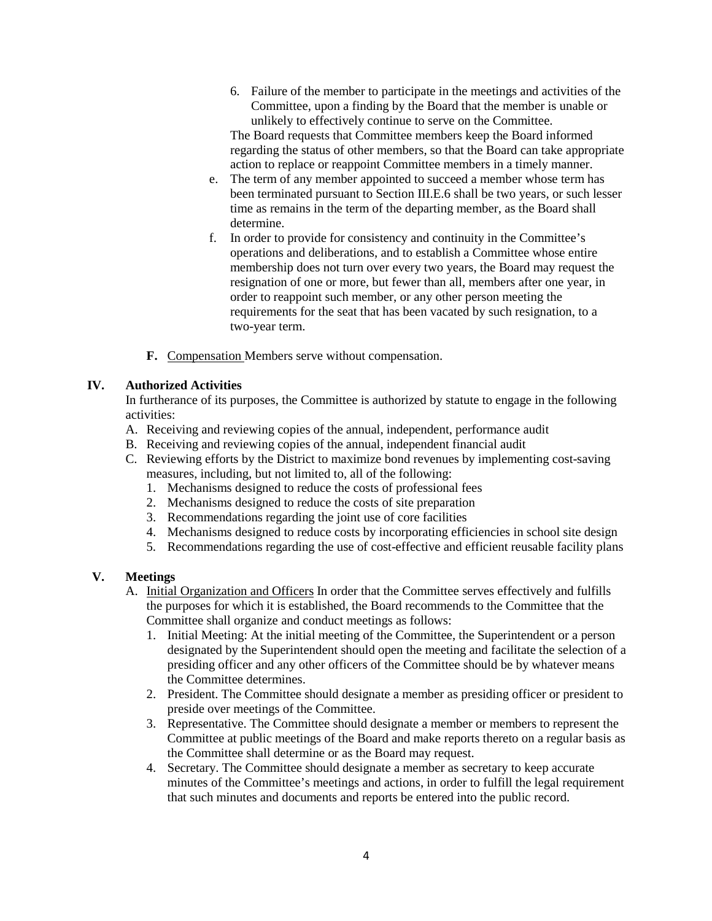6. Failure of the member to participate in the meetings and activities of the Committee, upon a finding by the Board that the member is unable or unlikely to effectively continue to serve on the Committee.

   The Board requests that Committee members keep the Board informed regarding the status of other members, so that the Board can take appropriate action to replace or reappoint Committee members in a timely manner.

e. The term of any member appointed to succeed a member whose term has been terminated pursuant to Section III.E.6 shall be two years, or such lesser time as remains in the term of the departing member, as the Board shall determine.

f. In order to provide for consistency and continuity in the Committee's operations and deliberations, and to establish a Committee whose entire membership does not turn over every two years, the Board may request the resignation of one or more, but fewer than all, members after one year, in order to reappoint such member, or any other person meeting the requirements for the seat that has been vacated by such resignation, to a two-year term.

**F.** Compensation Members serve without compensation.

## IV. Authorized Activities

In furtherance of its purposes, the Committee is authorized by statute to engage in the following activities:

A. Receiving and reviewing copies of the annual, independent, performance audit
B. Receiving and reviewing copies of the annual, independent financial audit
C. Reviewing efforts by the District to maximize bond revenues by implementing cost-saving measures, including, but not limited to, all of the following:
   1. Mechanisms designed to reduce the costs of professional fees
   2. Mechanisms designed to reduce the costs of site preparation
   3. Recommendations regarding the joint use of core facilities
   4. Mechanisms designed to reduce costs by incorporating efficiencies in school site design
   5. Recommendations regarding the use of cost-effective and efficient reusable facility plans

## V. Meetings

A. Initial Organization and Officers In order that the Committee serves effectively and fulfills the purposes for which it is established, the Board recommends to the Committee that the Committee shall organize and conduct meetings as follows:
   1. Initial Meeting: At the initial meeting of the Committee, the Superintendent or a person designated by the Superintendent should open the meeting and facilitate the selection of a presiding officer and any other officers of the Committee should be by whatever means the Committee determines.
   2. President. The Committee should designate a member as presiding officer or president to preside over meetings of the Committee.
   3. Representative. The Committee should designate a member or members to represent the Committee at public meetings of the Board and make reports thereto on a regular basis as the Committee shall determine or as the Board may request.
   4. Secretary. The Committee should designate a member as secretary to keep accurate minutes of the Committee's meetings and actions, in order to fulfill the legal requirement that such minutes and documents and reports be entered into the public record.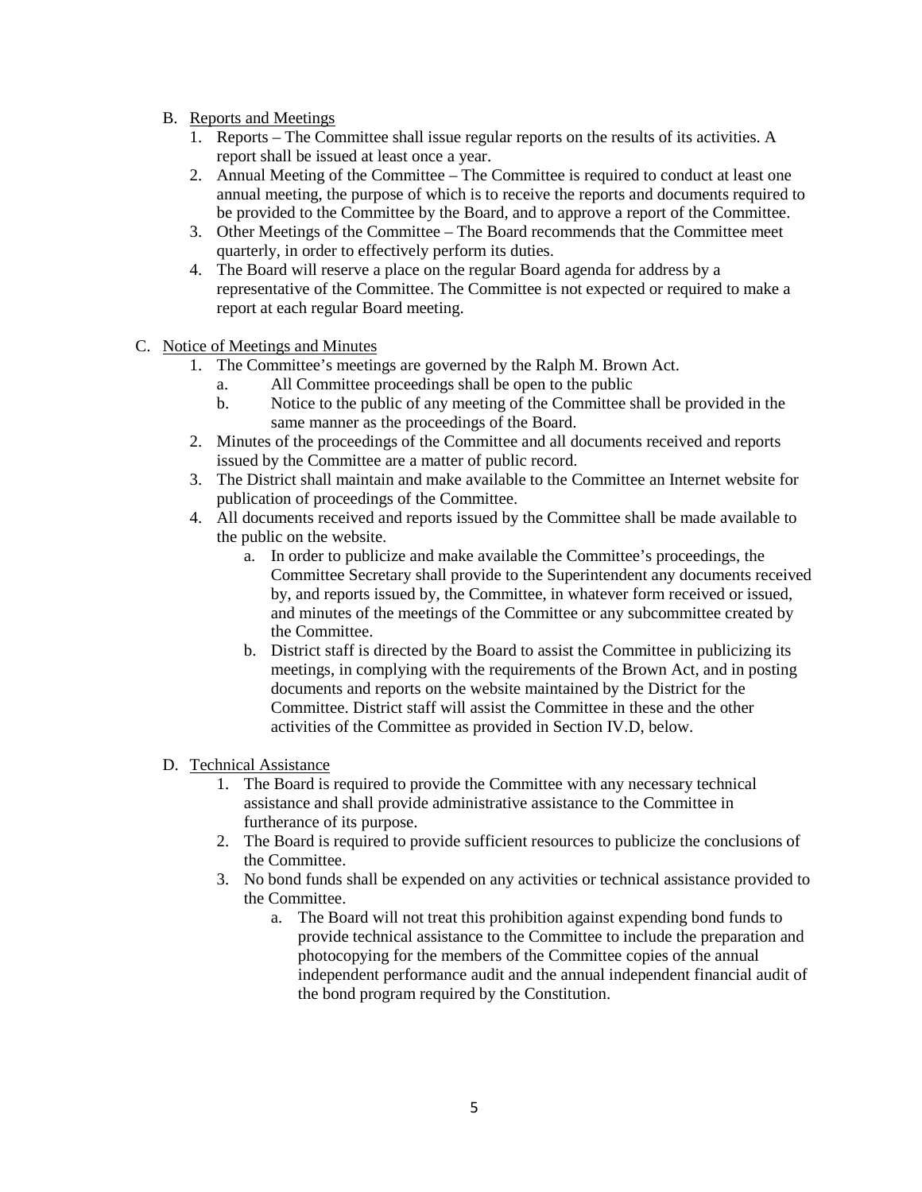B. Reports and Meetings

1. Reports – The Committee shall issue regular reports on the results of its activities. A report shall be issued at least once a year.
2. Annual Meeting of the Committee – The Committee is required to conduct at least one annual meeting, the purpose of which is to receive the reports and documents required to be provided to the Committee by the Board, and to approve a report of the Committee.
3. Other Meetings of the Committee – The Board recommends that the Committee meet quarterly, in order to effectively perform its duties.
4. The Board will reserve a place on the regular Board agenda for address by a representative of the Committee. The Committee is not expected or required to make a report at each regular Board meeting.

C. Notice of Meetings and Minutes

1. The Committee's meetings are governed by the Ralph M. Brown Act.
   a. All Committee proceedings shall be open to the public
   b. Notice to the public of any meeting of the Committee shall be provided in the same manner as the proceedings of the Board.
2. Minutes of the proceedings of the Committee and all documents received and reports issued by the Committee are a matter of public record.
3. The District shall maintain and make available to the Committee an Internet website for publication of proceedings of the Committee.
4. All documents received and reports issued by the Committee shall be made available to the public on the website.
   a. In order to publicize and make available the Committee's proceedings, the Committee Secretary shall provide to the Superintendent any documents received by, and reports issued by, the Committee, in whatever form received or issued, and minutes of the meetings of the Committee or any subcommittee created by the Committee.
   b. District staff is directed by the Board to assist the Committee in publicizing its meetings, in complying with the requirements of the Brown Act, and in posting documents and reports on the website maintained by the District for the Committee. District staff will assist the Committee in these and the other activities of the Committee as provided in Section IV.D, below.

D. Technical Assistance

1. The Board is required to provide the Committee with any necessary technical assistance and shall provide administrative assistance to the Committee in furtherance of its purpose.
2. The Board is required to provide sufficient resources to publicize the conclusions of the Committee.
3. No bond funds shall be expended on any activities or technical assistance provided to the Committee.
   a. The Board will not treat this prohibition against expending bond funds to provide technical assistance to the Committee to include the preparation and photocopying for the members of the Committee copies of the annual independent performance audit and the annual independent financial audit of the bond program required by the Constitution.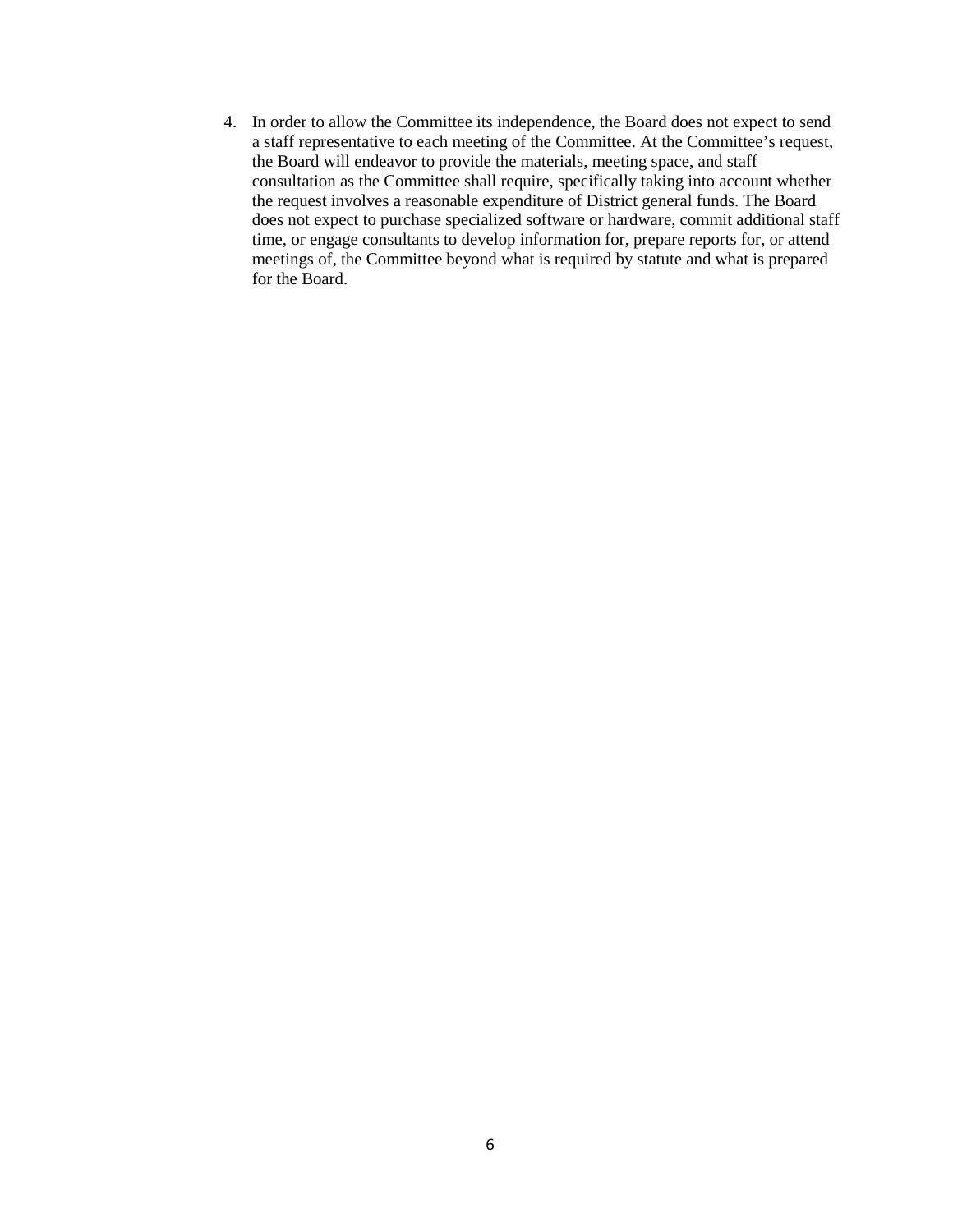4. In order to allow the Committee its independence, the Board does not expect to send a staff representative to each meeting of the Committee. At the Committee's request, the Board will endeavor to provide the materials, meeting space, and staff consultation as the Committee shall require, specifically taking into account whether the request involves a reasonable expenditure of District general funds. The Board does not expect to purchase specialized software or hardware, commit additional staff time, or engage consultants to develop information for, prepare reports for, or attend meetings of, the Committee beyond what is required by statute and what is prepared for the Board.